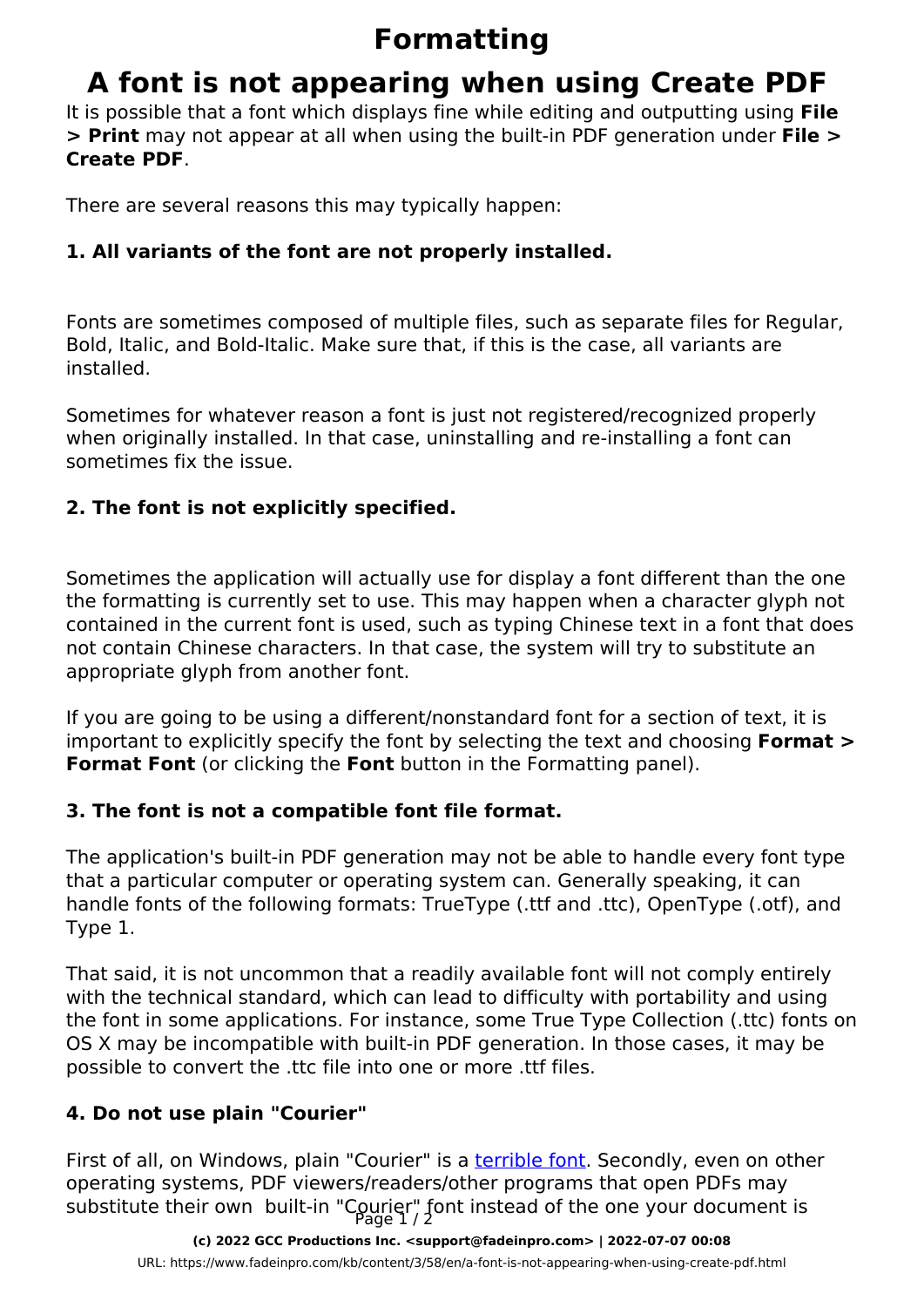# Formatting

# A font is not appearing when using Create PDF

It is possible that a font which displays fine while editing and outputting using **File > Print** may not appear at all when using the built-in PDF generation under **File > Create PDF**.

There are several reasons this may typically happen:

### 1. All variants of the font are not properly installed.

Fonts are sometimes composed of multiple files, such as separate files for Regular, Bold, Italic, and Bold-Italic. Make sure that, if this is the case, all variants are installed.

Sometimes for whatever reason a font is just not registered/recognized properly when originally installed. In that case, uninstalling and re-installing a font can sometimes fix the issue.

### 2. The font is not explicitly specified.

Sometimes the application will actually use for display a font different than the one the formatting is currently set to use. This may happen when a character glyph not contained in the current font is used, such as typing Chinese text in a font that does not contain Chinese characters. In that case, the system will try to substitute an appropriate glyph from another font.

If you are going to be using a different/nonstandard font for a section of text, it is important to explicitly specify the font by selecting the text and choosing **Format > Format Font** (or clicking the **Font** button in the Formatting panel).

### 3. The font is not a compatible font file format.

The application's built-in PDF generation may not be able to handle every font type that a particular computer or operating system can. Generally speaking, it can handle fonts of the following formats: TrueType (.ttf and .ttc), OpenType (.otf), and Type 1.

That said, it is not uncommon that a readily available font will not comply entirely with the technical standard, which can lead to difficulty with portability and using the font in some applications. For instance, some True Type Collection (.ttc) fonts on OS X may be incompatible with built-in PDF generation. In those cases, it may be possible to convert the .ttc file into one or more .ttf files.

### 4. Do not use plain "Courier"

First of all, on Windows, plain "Courier" is a [terrible font](). Secondly, even on other operating systems, PDF viewers/readers/other programs that open PDFs may substitute their own built-in "Courier" font instead of the one your document is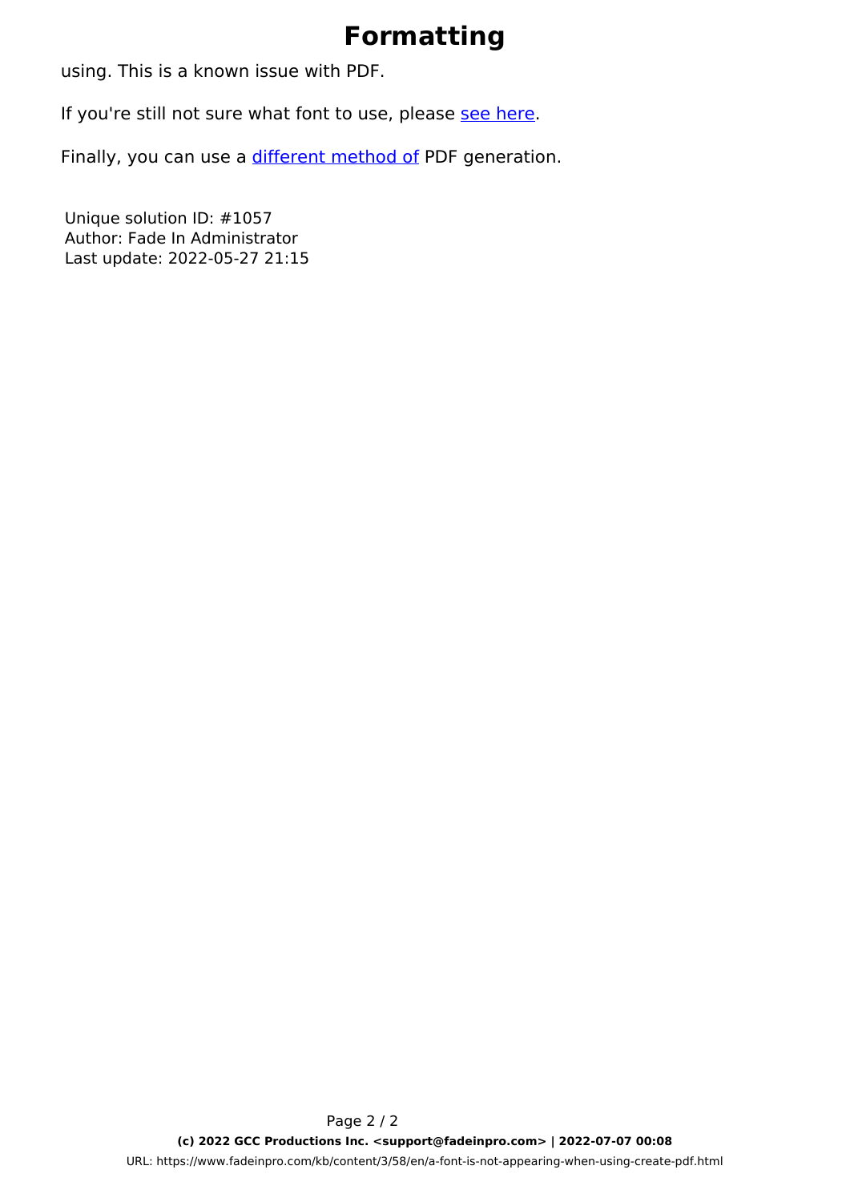using. This is a known issue with PDF.

If you're still not sure what font to use, please see here.

Finally, you can use a different method of PDF generation.

Unique solution ID: #1057
Author: Fade In Administrator
Last update: 2022-05-27 21:15